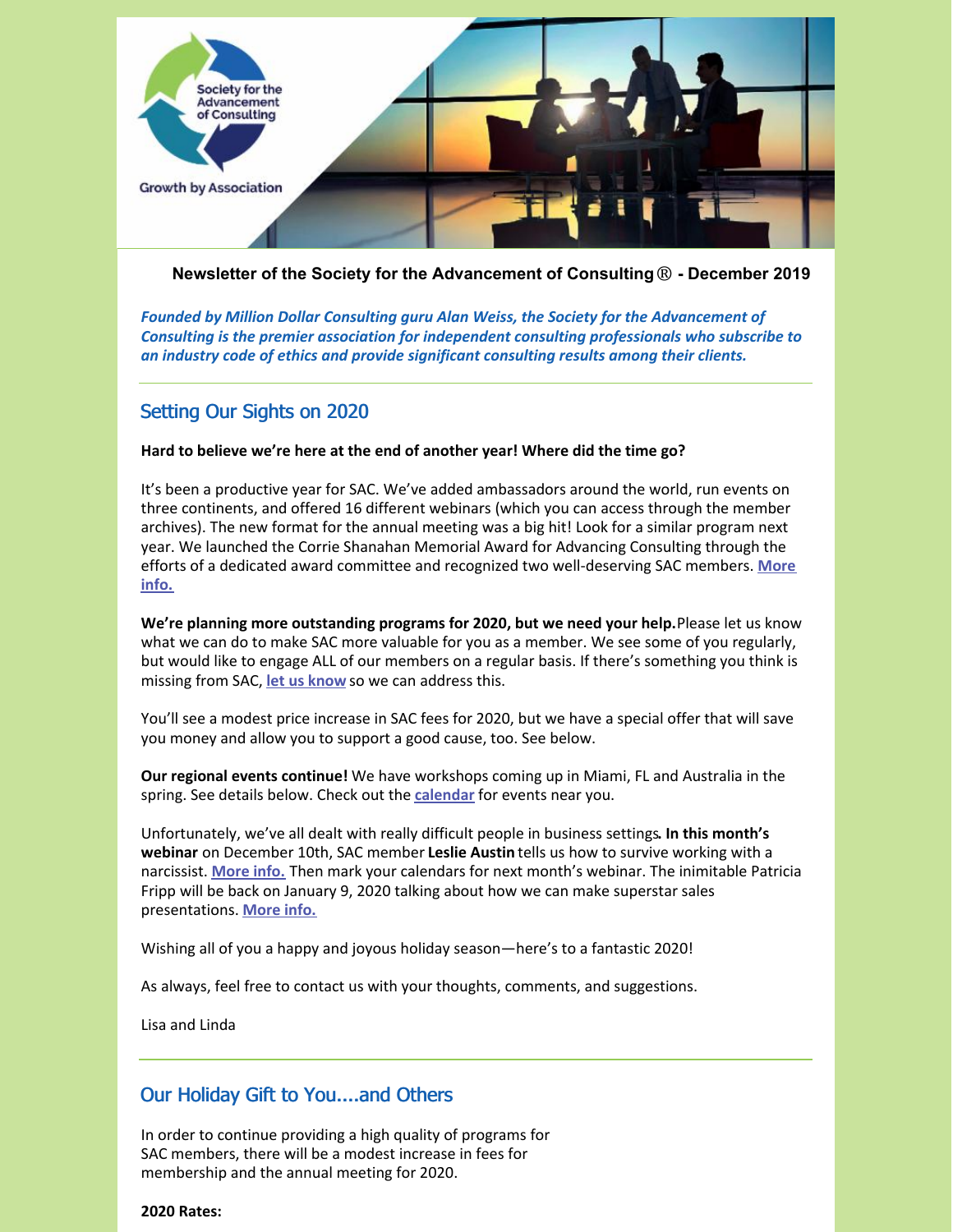Society for the Advancement of Consulting

Growth by Association

**Newsletter of the Society for the Advancement of Consulting® - December 2019**

*Founded by Million Dollar Consulting guru Alan Weiss, the Society for the Advancement of Consulting is the premier association for independent consulting professionals who subscribe to an industry code of ethics and provide significant consulting results among their clients.*

## Setting Our Sights on 2020

**Hard to believe we're here at the end of another year! Where did the time go?**

It's been a productive year for SAC. We've added ambassadors around the world, run events on three continents, and offered 16 different webinars (which you can access through the member archives). The new format for the annual meeting was a big hit! Look for a similar program next year. We launched the Corrie Shanahan Memorial Award for Advancing Consulting through the efforts of a dedicated award committee and recognized two well-deserving SAC members. **More info.**

**We're planning more outstanding programs for 2020, but we need your help.** Please let us know what we can do to make SAC more valuable for you as a member. We see some of you regularly, but would like to engage ALL of our members on a regular basis. If there's something you think is missing from SAC, **let us know** so we can address this.

You'll see a modest price increase in SAC fees for 2020, but we have a special offer that will save you money and allow you to support a good cause, too. See below.

**Our regional events continue!** We have workshops coming up in Miami, FL and Australia in the spring. See details below. Check out the **calendar** for events near you.

Unfortunately, we've all dealt with really difficult people in business settings**. In this month's webinar** on December 10th, SAC member **Leslie Austin** tells us how to survive working with a narcissist. **More info.** Then mark your calendars for next month's webinar. The inimitable Patricia Fripp will be back on January 9, 2020 talking about how we can make superstar sales presentations. **More info.**

Wishing all of you a happy and joyous holiday season—here's to a fantastic 2020!

As always, feel free to contact us with your thoughts, comments, and suggestions.

Lisa and Linda

## Our Holiday Gift to You....and Others

In order to continue providing a high quality of programs for SAC members, there will be a modest increase in fees for membership and the annual meeting for 2020.

**2020 Rates:**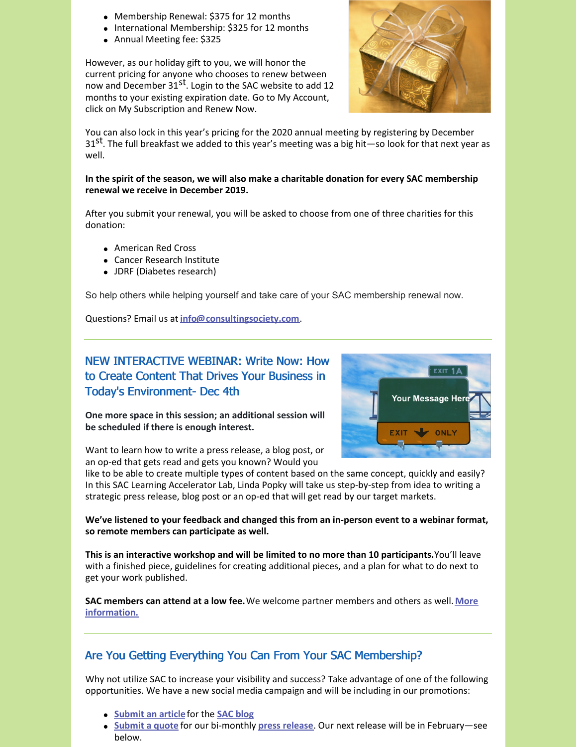- Membership Renewal: $375 for 12 months
- International Membership: $325 for 12 months
- Annual Meeting fee: $325

However, as our holiday gift to you, we will honor the current pricing for anyone who chooses to renew between now and December 31st. Login to the SAC website to add 12 months to your existing expiration date. Go to My Account, click on My Subscription and Renew Now.

You can also lock in this year's pricing for the 2020 annual meeting by registering by December 31st. The full breakfast we added to this year's meeting was a big hit—so look for that next year as well.

**In the spirit of the season, we will also make a charitable donation for every SAC membership renewal we receive in December 2019.**

After you submit your renewal, you will be asked to choose from one of three charities for this donation:

- American Red Cross
- Cancer Research Institute
- JDRF (Diabetes research)

So help others while helping yourself and take care of your SAC membership renewal now.

Questions? Email us at **info@consultingsociety.com**.

---

## NEW INTERACTIVE WEBINAR: Write Now: How to Create Content That Drives Your Business in Today's Environment- Dec 4th

**One more space in this session; an additional session will be scheduled if there is enough interest.**

Want to learn how to write a press release, a blog post, or an op-ed that gets read and gets you known? Would you like to be able to create multiple types of content based on the same concept, quickly and easily? In this SAC Learning Accelerator Lab, Linda Popky will take us step-by-step from idea to writing a strategic press release, blog post or an op-ed that will get read by our target markets.

**We've listened to your feedback and changed this from an in-person event to a webinar format, so remote members can participate as well.**

**This is an interactive workshop and will be limited to no more than 10 participants.** You'll leave with a finished piece, guidelines for creating additional pieces, and a plan for what to do next to get your work published.

**SAC members can attend at a low fee.** We welcome partner members and others as well. **More information.**

---

## Are You Getting Everything You Can From Your SAC Membership?

Why not utilize SAC to increase your visibility and success? Take advantage of one of the following opportunities. We have a new social media campaign and will be including in our promotions:

- **Submit an article** for the **SAC blog**
- **Submit a quote** for our bi-monthly **press release**. Our next release will be in February—see below.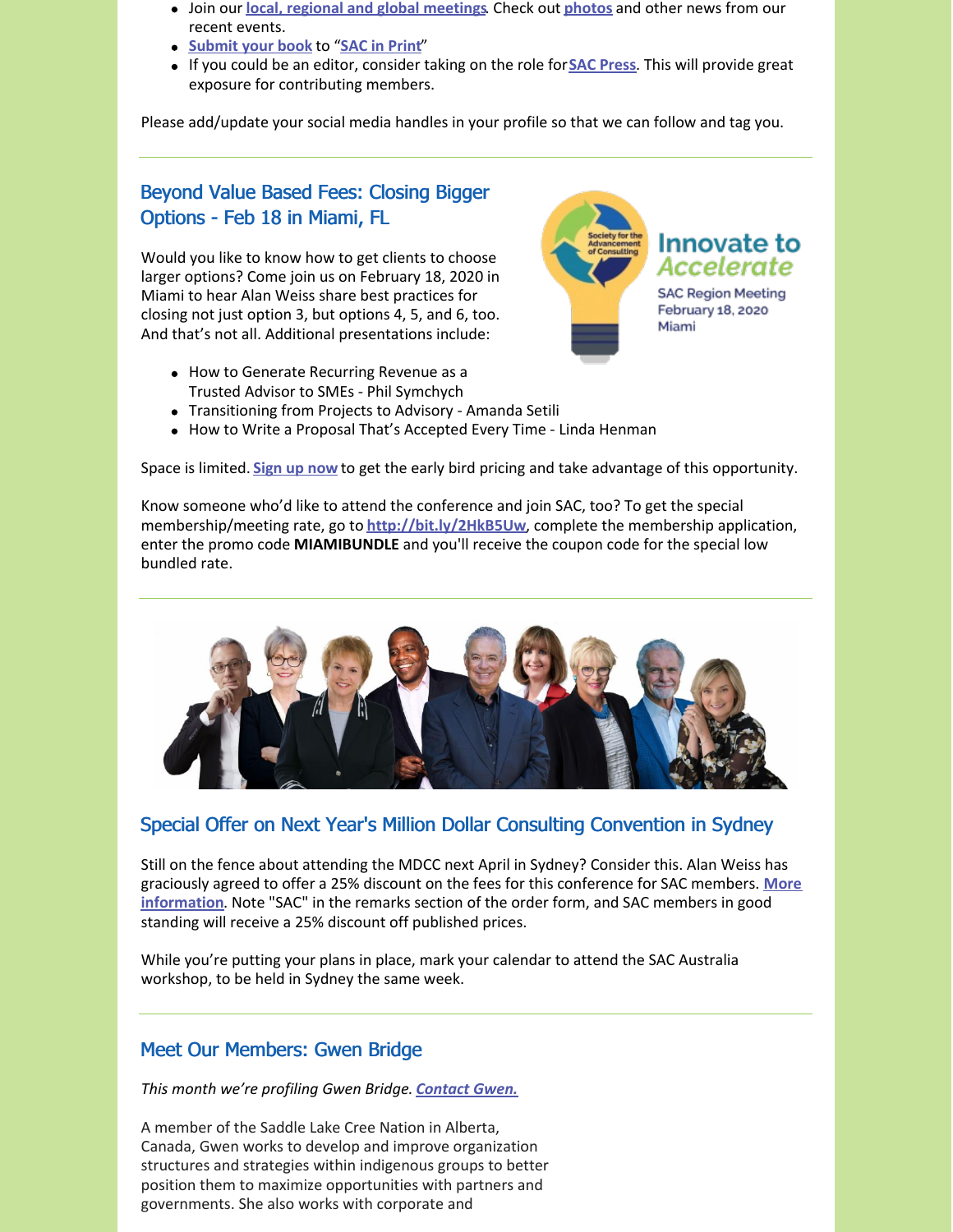- Join our local, regional and global meetings. Check out photos and other news from our recent events.
- Submit your book to "SAC in Print"
- If you could be an editor, consider taking on the role for SAC Press. This will provide great exposure for contributing members.

Please add/update your social media handles in your profile so that we can follow and tag you.

---

## Beyond Value Based Fees: Closing Bigger Options - Feb 18 in Miami, FL

Would you like to know how to get clients to choose larger options? Come join us on February 18, 2020 in Miami to hear Alan Weiss share best practices for closing not just option 3, but options 4, 5, and 6, too. And that's not all. Additional presentations include:

- How to Generate Recurring Revenue as a Trusted Advisor to SMEs - Phil Symchych
- Transitioning from Projects to Advisory - Amanda Setili
- How to Write a Proposal That's Accepted Every Time - Linda Henman

Space is limited. Sign up now to get the early bird pricing and take advantage of this opportunity.

Know someone who'd like to attend the conference and join SAC, too? To get the special membership/meeting rate, go to http://bit.ly/2HkB5Uw, complete the membership application, enter the promo code **MIAMIBUNDLE** and you'll receive the coupon code for the special low bundled rate.

---

## Special Offer on Next Year's Million Dollar Consulting Convention in Sydney

Still on the fence about attending the MDCC next April in Sydney? Consider this. Alan Weiss has graciously agreed to offer a 25% discount on the fees for this conference for SAC members. More information. Note "SAC" in the remarks section of the order form, and SAC members in good standing will receive a 25% discount off published prices.

While you're putting your plans in place, mark your calendar to attend the SAC Australia workshop, to be held in Sydney the same week.

---

## Meet Our Members: Gwen Bridge

*This month we're profiling Gwen Bridge. Contact Gwen.*

A member of the Saddle Lake Cree Nation in Alberta, Canada, Gwen works to develop and improve organization structures and strategies within indigenous groups to better position them to maximize opportunities with partners and governments. She also works with corporate and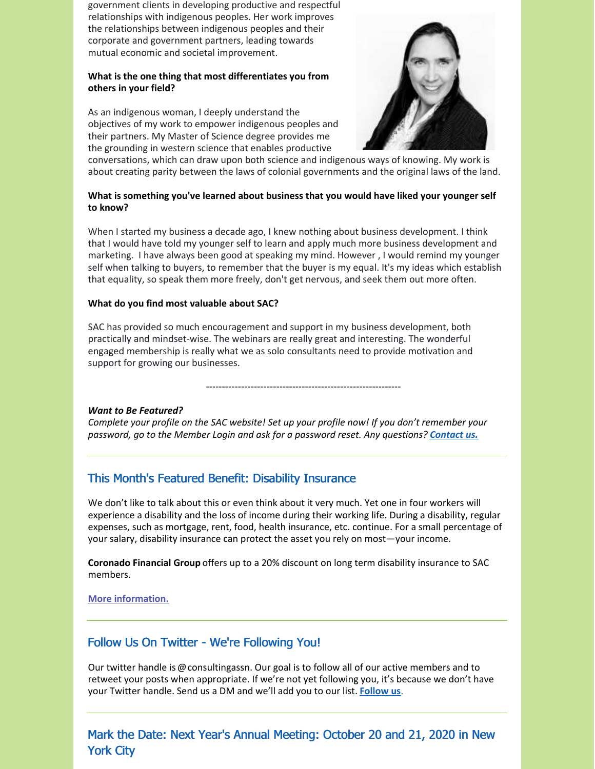government clients in developing productive and respectful relationships with indigenous peoples. Her work improves the relationships between indigenous peoples and their corporate and government partners, leading towards mutual economic and societal improvement.

**What is the one thing that most differentiates you from others in your field?**

As an indigenous woman, I deeply understand the objectives of my work to empower indigenous peoples and their partners. My Master of Science degree provides me the grounding in western science that enables productive conversations, which can draw upon both science and indigenous ways of knowing. My work is about creating parity between the laws of colonial governments and the original laws of the land.

**What is something you've learned about business that you would have liked your younger self to know?**

When I started my business a decade ago, I knew nothing about business development. I think that I would have told my younger self to learn and apply much more business development and marketing. I have always been good at speaking my mind. However , I would remind my younger self when talking to buyers, to remember that the buyer is my equal. It's my ideas which establish that equality, so speak them more freely, don't get nervous, and seek them out more often.

**What do you find most valuable about SAC?**

SAC has provided so much encouragement and support in my business development, both practically and mindset-wise. The webinars are really great and interesting. The wonderful engaged membership is really what we as solo consultants need to provide motivation and support for growing our businesses.

---

***Want to Be Featured?***
*Complete your profile on the SAC website! Set up your profile now! If you don't remember your password, go to the Member Login and ask for a password reset. Any questions?* ***Contact us.***

## This Month's Featured Benefit: Disability Insurance

We don't like to talk about this or even think about it very much. Yet one in four workers will experience a disability and the loss of income during their working life. During a disability, regular expenses, such as mortgage, rent, food, health insurance, etc. continue. For a small percentage of your salary, disability insurance can protect the asset you rely on most—your income.

**Coronado Financial Group** offers up to a 20% discount on long term disability insurance to SAC members.

**More information.**

## Follow Us On Twitter - We're Following You!

Our twitter handle is @consultingassn. Our goal is to follow all of our active members and to retweet your posts when appropriate. If we're not yet following you, it's because we don't have your Twitter handle. Send us a DM and we'll add you to our list. **Follow us**.

## Mark the Date: Next Year's Annual Meeting: October 20 and 21, 2020 in New York City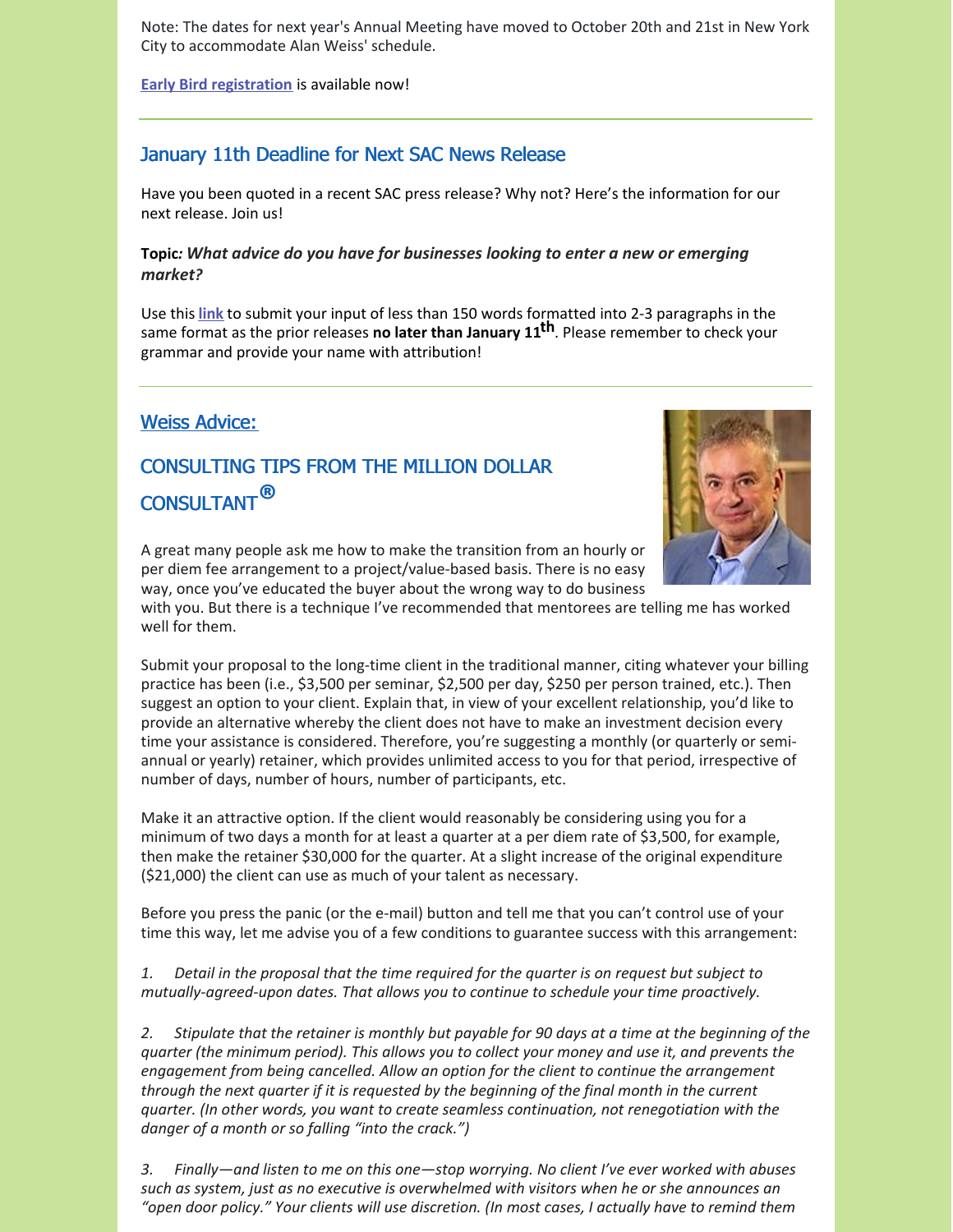Note: The dates for next year's Annual Meeting have moved to October 20th and 21st in New York City to accommodate Alan Weiss' schedule.

**Early Bird registration** is available now!

## January 11th Deadline for Next SAC News Release

Have you been quoted in a recent SAC press release? Why not? Here's the information for our next release. Join us!

**Topic:** ***What advice do you have for businesses looking to enter a new or emerging market?***

Use this **link** to submit your input of less than 150 words formatted into 2-3 paragraphs in the same format as the prior releases **no later than January 11th**. Please remember to check your grammar and provide your name with attribution!

## Weiss Advice:

## CONSULTING TIPS FROM THE MILLION DOLLAR CONSULTANT®

A great many people ask me how to make the transition from an hourly or per diem fee arrangement to a project/value-based basis. There is no easy way, once you've educated the buyer about the wrong way to do business with you. But there is a technique I've recommended that mentorees are telling me has worked well for them.

Submit your proposal to the long-time client in the traditional manner, citing whatever your billing practice has been (i.e., $3,500 per seminar, $2,500 per day, $250 per person trained, etc.). Then suggest an option to your client. Explain that, in view of your excellent relationship, you'd like to provide an alternative whereby the client does not have to make an investment decision every time your assistance is considered. Therefore, you're suggesting a monthly (or quarterly or semi-annual or yearly) retainer, which provides unlimited access to you for that period, irrespective of number of days, number of hours, number of participants, etc.

Make it an attractive option. If the client would reasonably be considering using you for a minimum of two days a month for at least a quarter at a per diem rate of $3,500, for example, then make the retainer $30,000 for the quarter. At a slight increase of the original expenditure ($21,000) the client can use as much of your talent as necessary.

Before you press the panic (or the e-mail) button and tell me that you can't control use of your time this way, let me advise you of a few conditions to guarantee success with this arrangement:

*1. Detail in the proposal that the time required for the quarter is on request but subject to mutually-agreed-upon dates. That allows you to continue to schedule your time proactively.*

*2. Stipulate that the retainer is monthly but payable for 90 days at a time at the beginning of the quarter (the minimum period). This allows you to collect your money and use it, and prevents the engagement from being cancelled. Allow an option for the client to continue the arrangement through the next quarter if it is requested by the beginning of the final month in the current quarter. (In other words, you want to create seamless continuation, not renegotiation with the danger of a month or so falling "into the crack.")*

*3. Finally—and listen to me on this one—stop worrying. No client I've ever worked with abuses such as system, just as no executive is overwhelmed with visitors when he or she announces an "open door policy." Your clients will use discretion. (In most cases, I actually have to remind them*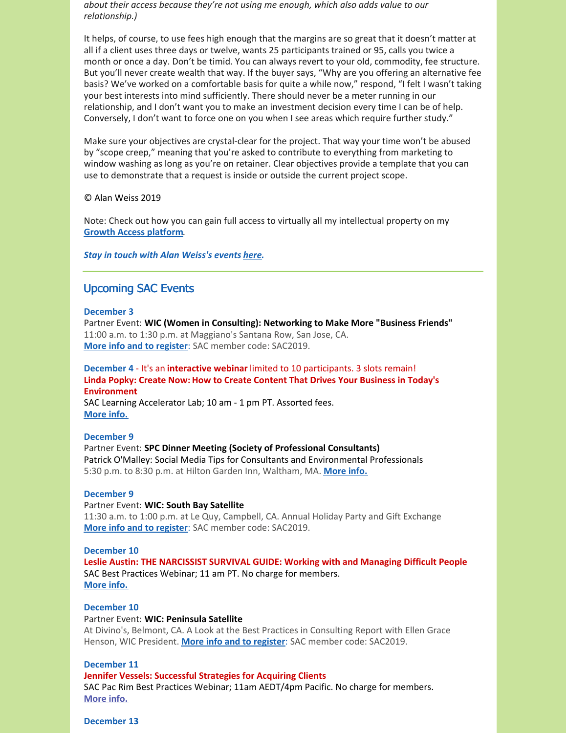*about their access because they're not using me enough, which also adds value to our relationship.)*

It helps, of course, to use fees high enough that the margins are so great that it doesn't matter at all if a client uses three days or twelve, wants 25 participants trained or 95, calls you twice a month or once a day. Don't be timid. You can always revert to your old, commodity, fee structure. But you'll never create wealth that way. If the buyer says, "Why are you offering an alternative fee basis? We've worked on a comfortable basis for quite a while now," respond, "I felt I wasn't taking your best interests into mind sufficiently. There should never be a meter running in our relationship, and I don't want you to make an investment decision every time I can be of help. Conversely, I don't want to force one on you when I see areas which require further study."

Make sure your objectives are crystal-clear for the project. That way your time won't be abused by "scope creep," meaning that you're asked to contribute to everything from marketing to window washing as long as you're on retainer. Clear objectives provide a template that you can use to demonstrate that a request is inside or outside the current project scope.

© Alan Weiss 2019

Note: Check out how you can gain full access to virtually all my intellectual property on my **Growth Access platform**.

***Stay in touch with Alan Weiss's events here.***

---

## Upcoming SAC Events

**December 3**
Partner Event: **WIC (Women in Consulting): Networking to Make More "Business Friends"**
11:00 a.m. to 1:30 p.m. at Maggiano's Santana Row, San Jose, CA.
**More info and to register**: SAC member code: SAC2019.

**December 4** - It's an **interactive webinar** limited to 10 participants. 3 slots remain!
**Linda Popky: Create Now: How to Create Content That Drives Your Business in Today's Environment**
SAC Learning Accelerator Lab; 10 am - 1 pm PT. Assorted fees.
**More info.**

**December 9**
Partner Event: **SPC Dinner Meeting (Society of Professional Consultants)**
Patrick O'Malley: Social Media Tips for Consultants and Environmental Professionals
5:30 p.m. to 8:30 p.m. at Hilton Garden Inn, Waltham, MA. **More info.**

**December 9**
Partner Event: **WIC: South Bay Satellite**
11:30 a.m. to 1:00 p.m. at Le Quy, Campbell, CA. Annual Holiday Party and Gift Exchange
**More info and to register**: SAC member code: SAC2019.

**December 10**
**Leslie Austin: THE NARCISSIST SURVIVAL GUIDE: Working with and Managing Difficult People**
SAC Best Practices Webinar; 11 am PT. No charge for members.
**More info.**

**December 10**
Partner Event: **WIC: Peninsula Satellite**
At Divino's, Belmont, CA. A Look at the Best Practices in Consulting Report with Ellen Grace Henson, WIC President. **More info and to register**: SAC member code: SAC2019.

**December 11**
**Jennifer Vessels: Successful Strategies for Acquiring Clients**
SAC Pac Rim Best Practices Webinar; 11am AEDT/4pm Pacific. No charge for members.
**More info.**

**December 13**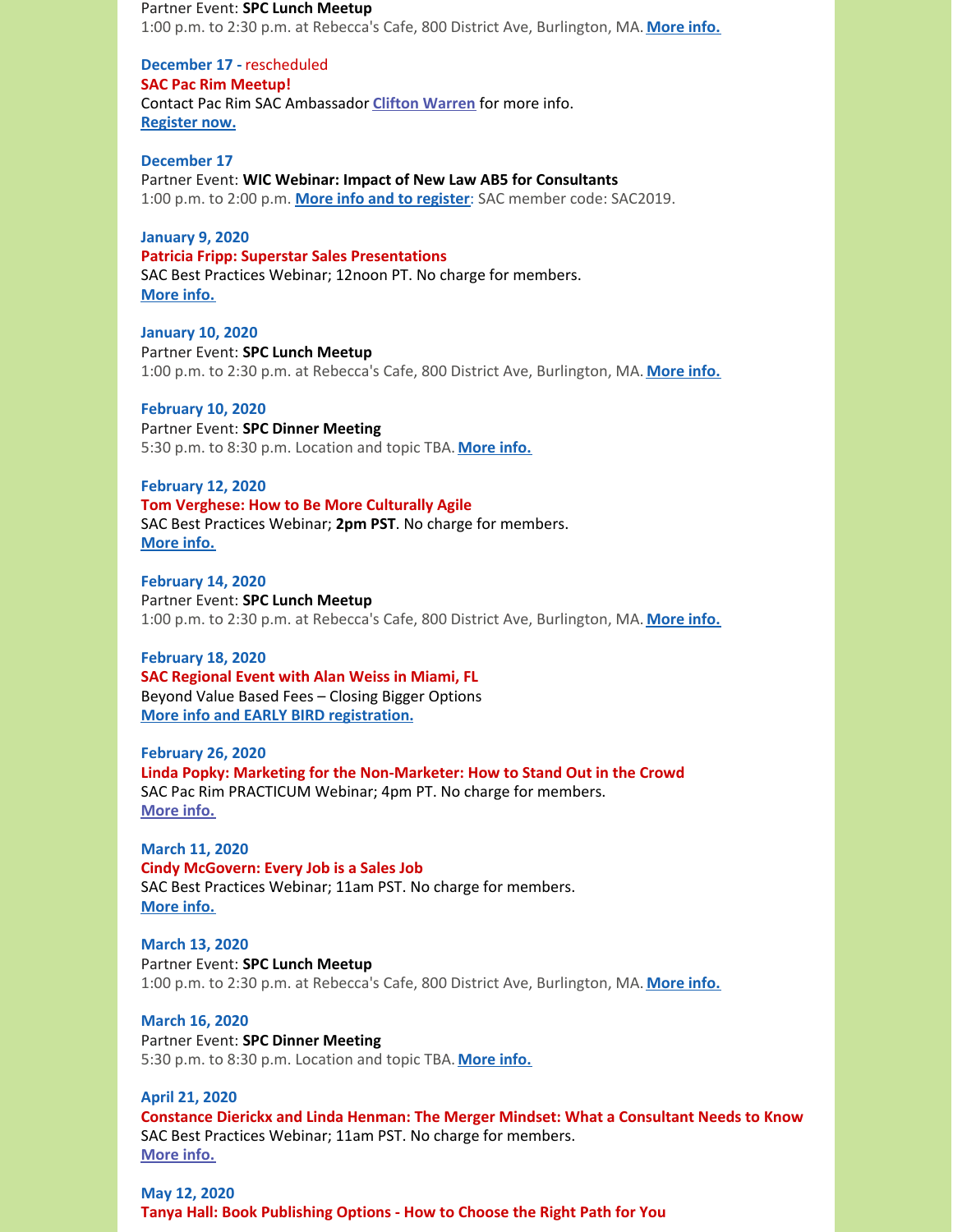Partner Event: **SPC Lunch Meetup**
1:00 p.m. to 2:30 p.m. at Rebecca's Cafe, 800 District Ave, Burlington, MA. **More info.**

**December 17 -** rescheduled
**SAC Pac Rim Meetup!**
Contact Pac Rim SAC Ambassador **Clifton Warren** for more info.
**Register now.**

**December 17**
Partner Event: **WIC Webinar: Impact of New Law AB5 for Consultants**
1:00 p.m. to 2:00 p.m. **More info and to register**: SAC member code: SAC2019.

**January 9, 2020**
**Patricia Fripp: Superstar Sales Presentations**
SAC Best Practices Webinar; 12noon PT. No charge for members.
**More info.**

**January 10, 2020**
Partner Event: **SPC Lunch Meetup**
1:00 p.m. to 2:30 p.m. at Rebecca's Cafe, 800 District Ave, Burlington, MA. **More info.**

**February 10, 2020**
Partner Event: **SPC Dinner Meeting**
5:30 p.m. to 8:30 p.m. Location and topic TBA. **More info.**

**February 12, 2020**
**Tom Verghese: How to Be More Culturally Agile**
SAC Best Practices Webinar; **2pm PST**. No charge for members.
**More info.**

**February 14, 2020**
Partner Event: **SPC Lunch Meetup**
1:00 p.m. to 2:30 p.m. at Rebecca's Cafe, 800 District Ave, Burlington, MA. **More info.**

**February 18, 2020**
**SAC Regional Event with Alan Weiss in Miami, FL**
Beyond Value Based Fees – Closing Bigger Options
**More info and EARLY BIRD registration.**

**February 26, 2020**
**Linda Popky: Marketing for the Non-Marketer: How to Stand Out in the Crowd**
SAC Pac Rim PRACTICUM Webinar; 4pm PT. No charge for members.
**More info.**

**March 11, 2020**
**Cindy McGovern: Every Job is a Sales Job**
SAC Best Practices Webinar; 11am PST. No charge for members.
**More info.**

**March 13, 2020**
Partner Event: **SPC Lunch Meetup**
1:00 p.m. to 2:30 p.m. at Rebecca's Cafe, 800 District Ave, Burlington, MA. **More info.**

**March 16, 2020**
Partner Event: **SPC Dinner Meeting**
5:30 p.m. to 8:30 p.m. Location and topic TBA. **More info.**

**April 21, 2020**
**Constance Dierickx and Linda Henman: The Merger Mindset: What a Consultant Needs to Know**
SAC Best Practices Webinar; 11am PST. No charge for members.
**More info.**

**May 12, 2020**
**Tanya Hall: Book Publishing Options - How to Choose the Right Path for You**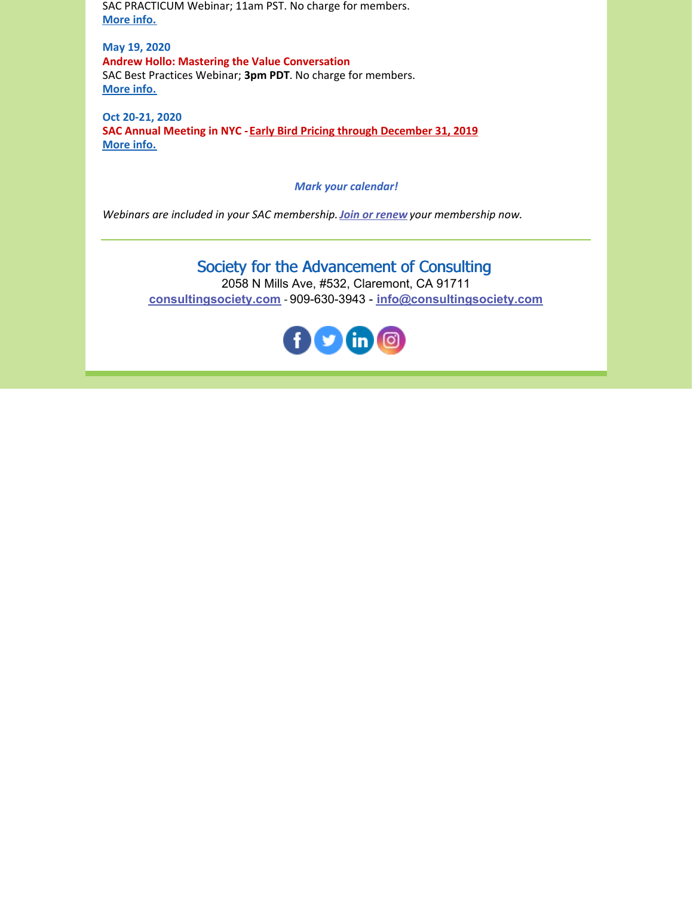SAC PRACTICUM Webinar; 11am PST. No charge for members.
**More info.**

**May 19, 2020**
**Andrew Hollo: Mastering the Value Conversation**
SAC Best Practices Webinar; **3pm PDT**. No charge for members.
**More info.**

**Oct 20-21, 2020**
**SAC Annual Meeting in NYC - Early Bird Pricing through December 31, 2019**
**More info.**

***Mark your calendar!***

*Webinars are included in your SAC membership. **Join or renew** your membership now.*

---

Society for the Advancement of Consulting
2058 N Mills Ave, #532, Claremont, CA 91711
**consultingsociety.com** - 909-630-3943 - **info@consultingsociety.com**